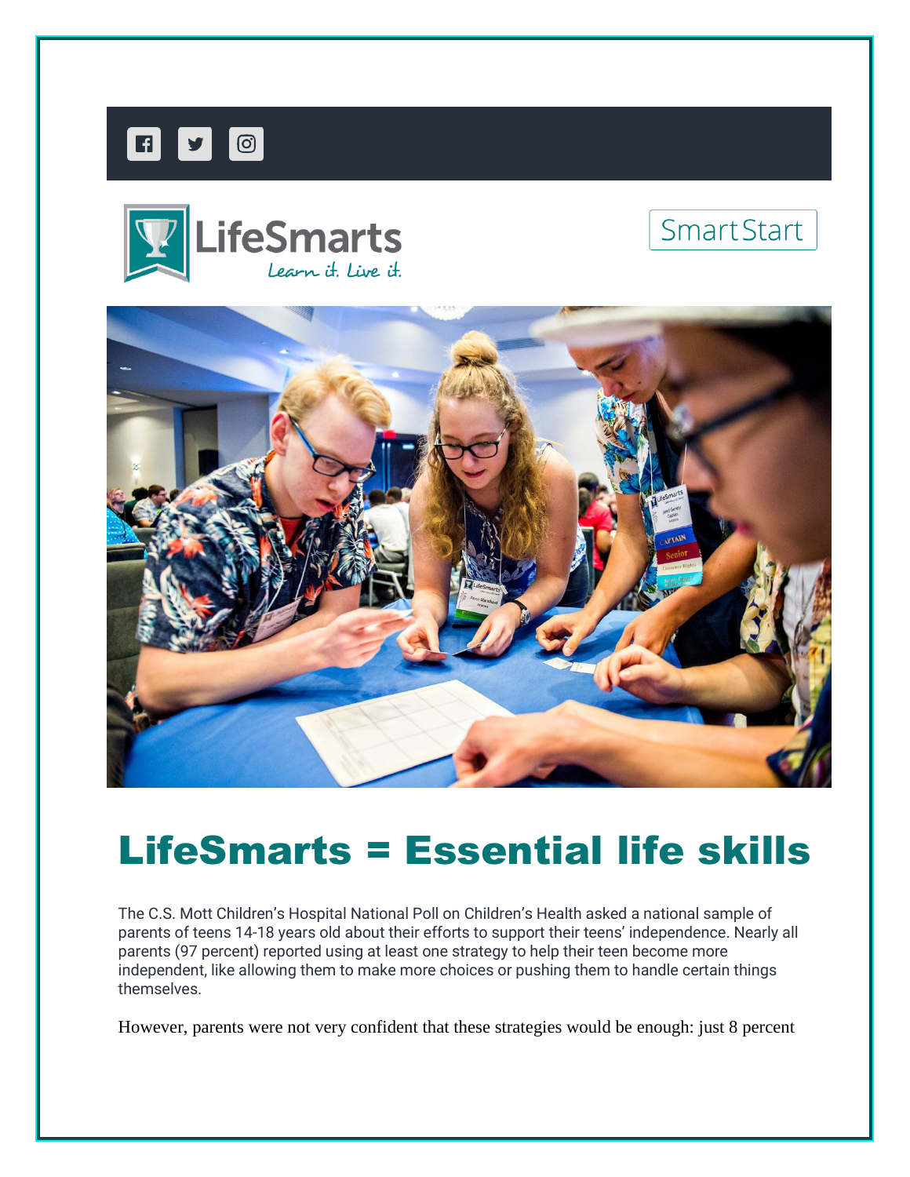LifeSmarts
*Learn it. Live it.*

Smart Start

# LifeSmarts = Essential life skills

The C.S. Mott Children's Hospital National Poll on Children's Health asked a national sample of parents of teens 14-18 years old about their efforts to support their teens' independence. Nearly all parents (97 percent) reported using at least one strategy to help their teen become more independent, like allowing them to make more choices or pushing them to handle certain things themselves.

However, parents were not very confident that these strategies would be enough: just 8 percent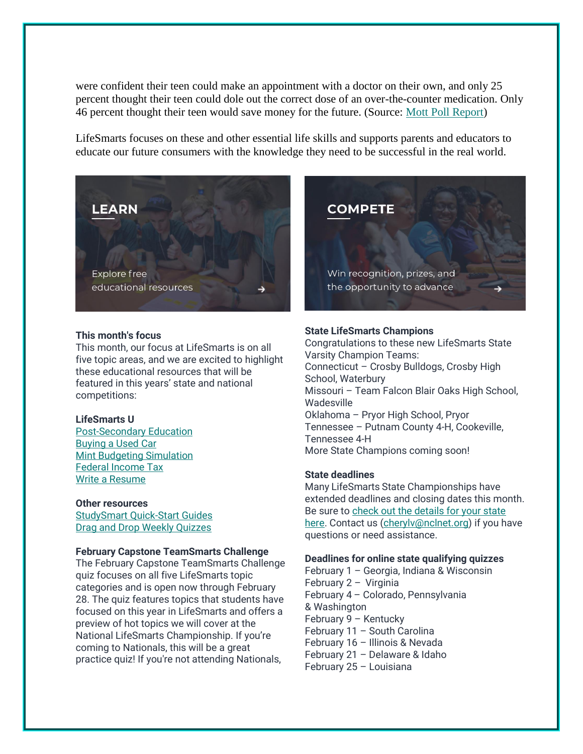were confident their teen could make an appointment with a doctor on their own, and only 25 percent thought their teen could dole out the correct dose of an over-the-counter medication. Only 46 percent thought their teen would save money for the future. (Source: [Mott Poll Report](#))

LifeSmarts focuses on these and other essential life skills and supports parents and educators to educate our future consumers with the knowledge they need to be successful in the real world.

**LEARN**

Explore free educational resources →

**COMPETE**

Win recognition, prizes, and the opportunity to advance →

**This month's focus**

This month, our focus at LifeSmarts is on all five topic areas, and we are excited to highlight these educational resources that will be featured in this years' state and national competitions:

**LifeSmarts U**

[Post-Secondary Education](#)
[Buying a Used Car](#)
[Mint Budgeting Simulation](#)
[Federal Income Tax](#)
[Write a Resume](#)

**Other resources**

[StudySmart Quick-Start Guides](#)
[Drag and Drop Weekly Quizzes](#)

**February Capstone TeamSmarts Challenge**

The February Capstone TeamSmarts Challenge quiz focuses on all five LifeSmarts topic categories and is open now through February 28. The quiz features topics that students have focused on this year in LifeSmarts and offers a preview of hot topics we will cover at the National LifeSmarts Championship. If you're coming to Nationals, this will be a great practice quiz! If you're not attending Nationals,

**State LifeSmarts Champions**

Congratulations to these new LifeSmarts State Varsity Champion Teams:
Connecticut – Crosby Bulldogs, Crosby High School, Waterbury
Missouri – Team Falcon Blair Oaks High School, Wadesville
Oklahoma – Pryor High School, Pryor
Tennessee – Putnam County 4-H, Cookeville, Tennessee 4-H
More State Champions coming soon!

**State deadlines**

Many LifeSmarts State Championships have extended deadlines and closing dates this month. Be sure to [check out the details for your state here](#). Contact us ([cherylv@nclnet.org](mailto:cherylv@nclnet.org)) if you have questions or need assistance.

**Deadlines for online state qualifying quizzes**

February 1 – Georgia, Indiana & Wisconsin
February 2 – Virginia
February 4 – Colorado, Pennsylvania & Washington
February 9 – Kentucky
February 11 – South Carolina
February 16 – Illinois & Nevada
February 21 – Delaware & Idaho
February 25 – Louisiana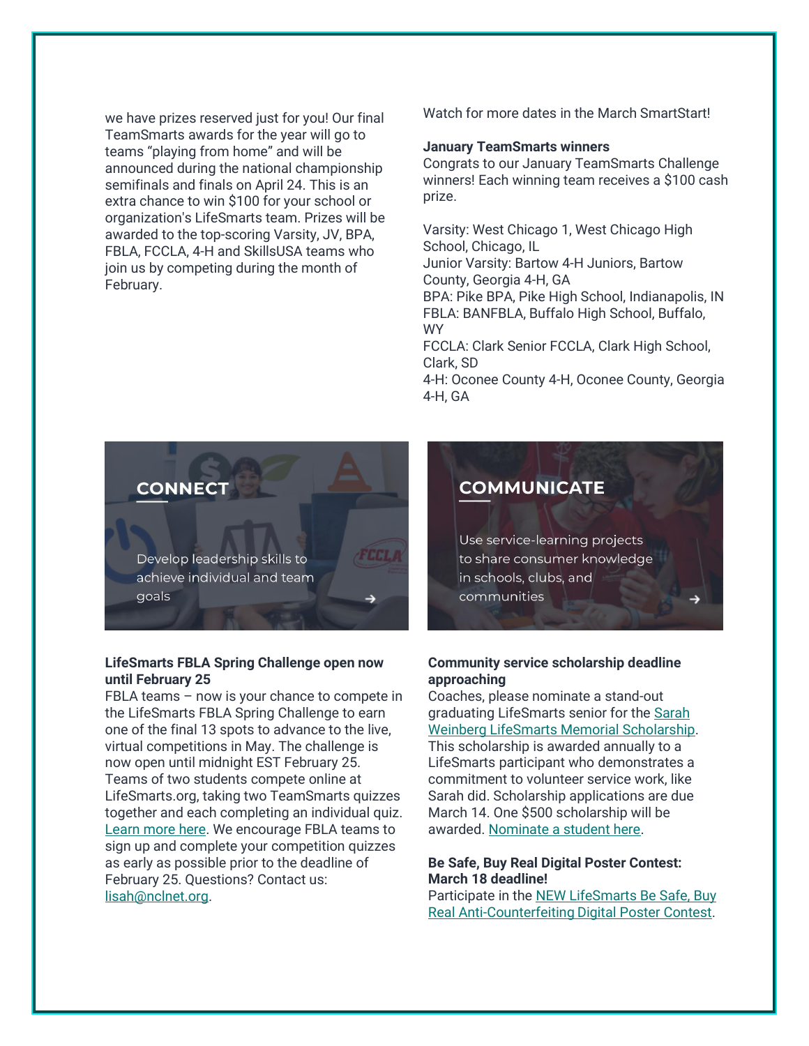we have prizes reserved just for you! Our final TeamSmarts awards for the year will go to teams "playing from home" and will be announced during the national championship semifinals and finals on April 24. This is an extra chance to win $100 for your school or organization's LifeSmarts team. Prizes will be awarded to the top-scoring Varsity, JV, BPA, FBLA, FCCLA, 4-H and SkillsUSA teams who join us by competing during the month of February.

Watch for more dates in the March SmartStart!

**January TeamSmarts winners**
Congrats to our January TeamSmarts Challenge winners! Each winning team receives a $100 cash prize.

Varsity: West Chicago 1, West Chicago High School, Chicago, IL
Junior Varsity: Bartow 4-H Juniors, Bartow County, Georgia 4-H, GA
BPA: Pike BPA, Pike High School, Indianapolis, IN
FBLA: BANFBLA, Buffalo High School, Buffalo, WY
FCCLA: Clark Senior FCCLA, Clark High School, Clark, SD
4-H: Oconee County 4-H, Oconee County, Georgia 4-H, GA

**CONNECT**

Develop leadership skills to achieve individual and team goals

**COMMUNICATE**

Use service-learning projects to share consumer knowledge in schools, clubs, and communities

**LifeSmarts FBLA Spring Challenge open now until February 25**
FBLA teams – now is your chance to compete in the LifeSmarts FBLA Spring Challenge to earn one of the final 13 spots to advance to the live, virtual competitions in May. The challenge is now open until midnight EST February 25. Teams of two students compete online at LifeSmarts.org, taking two TeamSmarts quizzes together and each completing an individual quiz. Learn more here. We encourage FBLA teams to sign up and complete your competition quizzes as early as possible prior to the deadline of February 25. Questions? Contact us: lisah@nclnet.org.

**Community service scholarship deadline approaching**
Coaches, please nominate a stand-out graduating LifeSmarts senior for the Sarah Weinberg LifeSmarts Memorial Scholarship. This scholarship is awarded annually to a LifeSmarts participant who demonstrates a commitment to volunteer service work, like Sarah did. Scholarship applications are due March 14. One $500 scholarship will be awarded. Nominate a student here.

**Be Safe, Buy Real Digital Poster Contest: March 18 deadline!**
Participate in the NEW LifeSmarts Be Safe, Buy Real Anti-Counterfeiting Digital Poster Contest.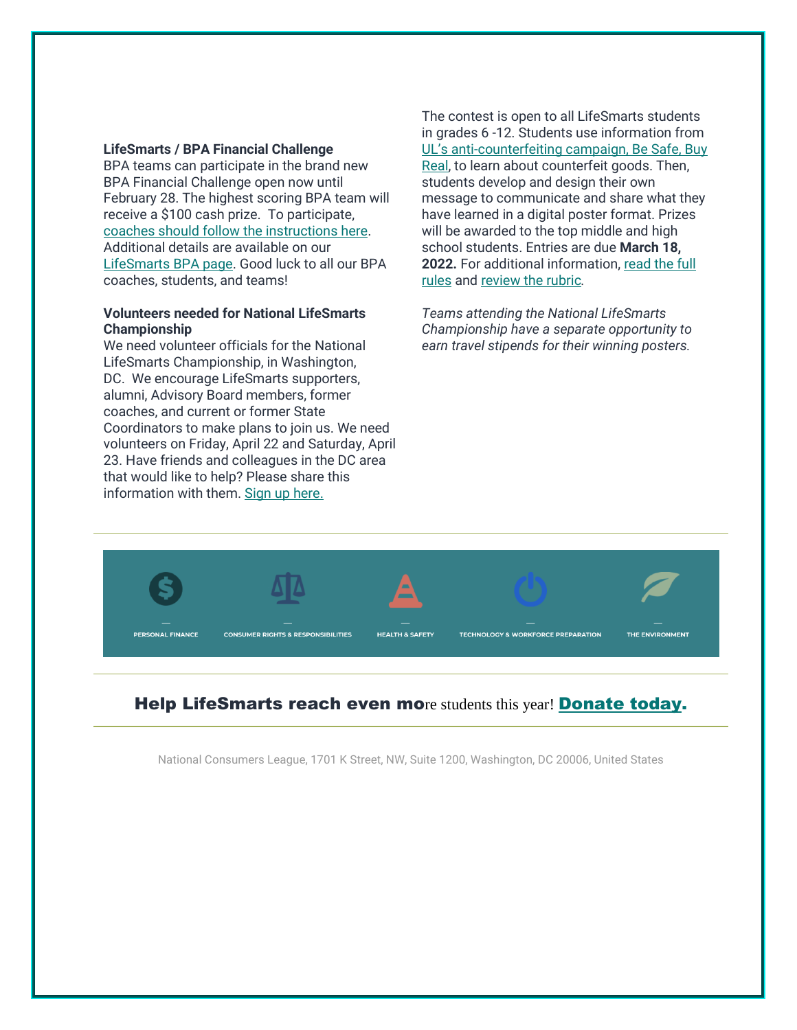**LifeSmarts / BPA Financial Challenge**
BPA teams can participate in the brand new BPA Financial Challenge open now until February 28. The highest scoring BPA team will receive a $100 cash prize. To participate, coaches should follow the instructions here. Additional details are available on our LifeSmarts BPA page. Good luck to all our BPA coaches, students, and teams!

**Volunteers needed for National LifeSmarts Championship**
We need volunteer officials for the National LifeSmarts Championship, in Washington, DC. We encourage LifeSmarts supporters, alumni, Advisory Board members, former coaches, and current or former State Coordinators to make plans to join us. We need volunteers on Friday, April 22 and Saturday, April 23. Have friends and colleagues in the DC area that would like to help? Please share this information with them. Sign up here.

The contest is open to all LifeSmarts students in grades 6 -12. Students use information from UL's anti-counterfeiting campaign, Be Safe, Buy Real, to learn about counterfeit goods. Then, students develop and design their own message to communicate and share what they have learned in a digital poster format. Prizes will be awarded to the top middle and high school students. Entries are due **March 18, 2022.** For additional information, read the full rules and review the rubric.

*Teams attending the National LifeSmarts Championship have a separate opportunity to earn travel stipends for their winning posters.*

---

PERSONAL FINANCE

CONSUMER RIGHTS & RESPONSIBILITIES

HEALTH & SAFETY

TECHNOLOGY & WORKFORCE PREPARATION

THE ENVIRONMENT

---

**Help LifeSmarts reach even mo**re students this year! **Donate today.**

---

National Consumers League, 1701 K Street, NW, Suite 1200, Washington, DC 20006, United States